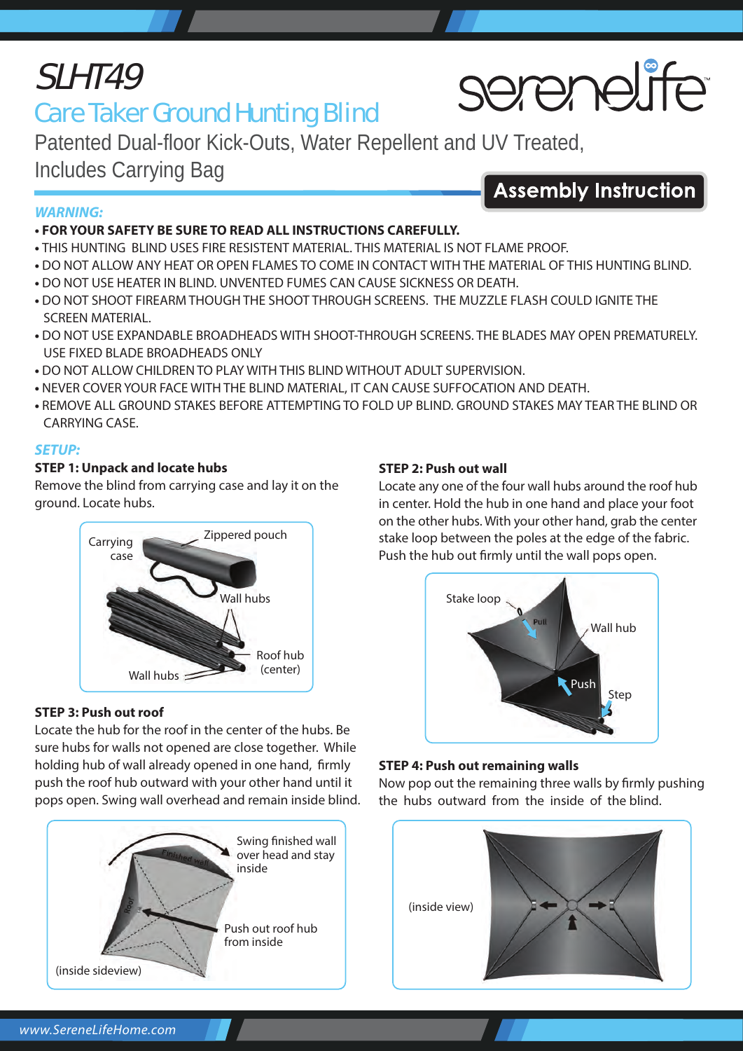# SLHT49

## Care Taker Ground Hunting Blind

serenelife

Patented Dual-floor Kick-Outs, Water Repellent and UV Treated, Includes Carrying Bag

**Assembly Instruction**

***WARNING:***

- **FOR YOUR SAFETY BE SURE TO READ ALL INSTRUCTIONS CAREFULLY.**
- THIS HUNTING BLIND USES FIRE RESISTENT MATERIAL. THIS MATERIAL IS NOT FLAME PROOF.
- DO NOT ALLOW ANY HEAT OR OPEN FLAMES TO COME IN CONTACT WITH THE MATERIAL OF THIS HUNTING BLIND.
- DO NOT USE HEATER IN BLIND. UNVENTED FUMES CAN CAUSE SICKNESS OR DEATH.
- DO NOT SHOOT FIREARM THOUGH THE SHOOT THROUGH SCREENS. THE MUZZLE FLASH COULD IGNITE THE SCREEN MATERIAL.
- DO NOT USE EXPANDABLE BROADHEADS WITH SHOOT-THROUGH SCREENS. THE BLADES MAY OPEN PREMATURELY. USE FIXED BLADE BROADHEADS ONLY
- DO NOT ALLOW CHILDREN TO PLAY WITH THIS BLIND WITHOUT ADULT SUPERVISION.
- NEVER COVER YOUR FACE WITH THE BLIND MATERIAL, IT CAN CAUSE SUFFOCATION AND DEATH.
- REMOVE ALL GROUND STAKES BEFORE ATTEMPTING TO FOLD UP BLIND. GROUND STAKES MAY TEAR THE BLIND OR CARRYING CASE.

***SETUP:***

**STEP 1: Unpack and locate hubs**

Remove the blind from carrying case and lay it on the ground. Locate hubs.

Carrying case · Zippered pouch · Wall hubs · Roof hub (center) · Wall hubs

**STEP 2: Push out wall**

Locate any one of the four wall hubs around the roof hub in center. Hold the hub in one hand and place your foot on the other hubs. With your other hand, grab the center stake loop between the poles at the edge of the fabric. Push the hub out firmly until the wall pops open.

Stake loop · Pull · Wall hub · Push · Step

**STEP 3: Push out roof**

Locate the hub for the roof in the center of the hubs. Be sure hubs for walls not opened are close together. While holding hub of wall already opened in one hand, firmly push the roof hub outward with your other hand until it pops open. Swing wall overhead and remain inside blind.

Swing finished wall over head and stay inside · Push out roof hub from inside · (inside sideview)

**STEP 4: Push out remaining walls**

Now pop out the remaining three walls by firmly pushing the hubs outward from the inside of the blind.

(inside view)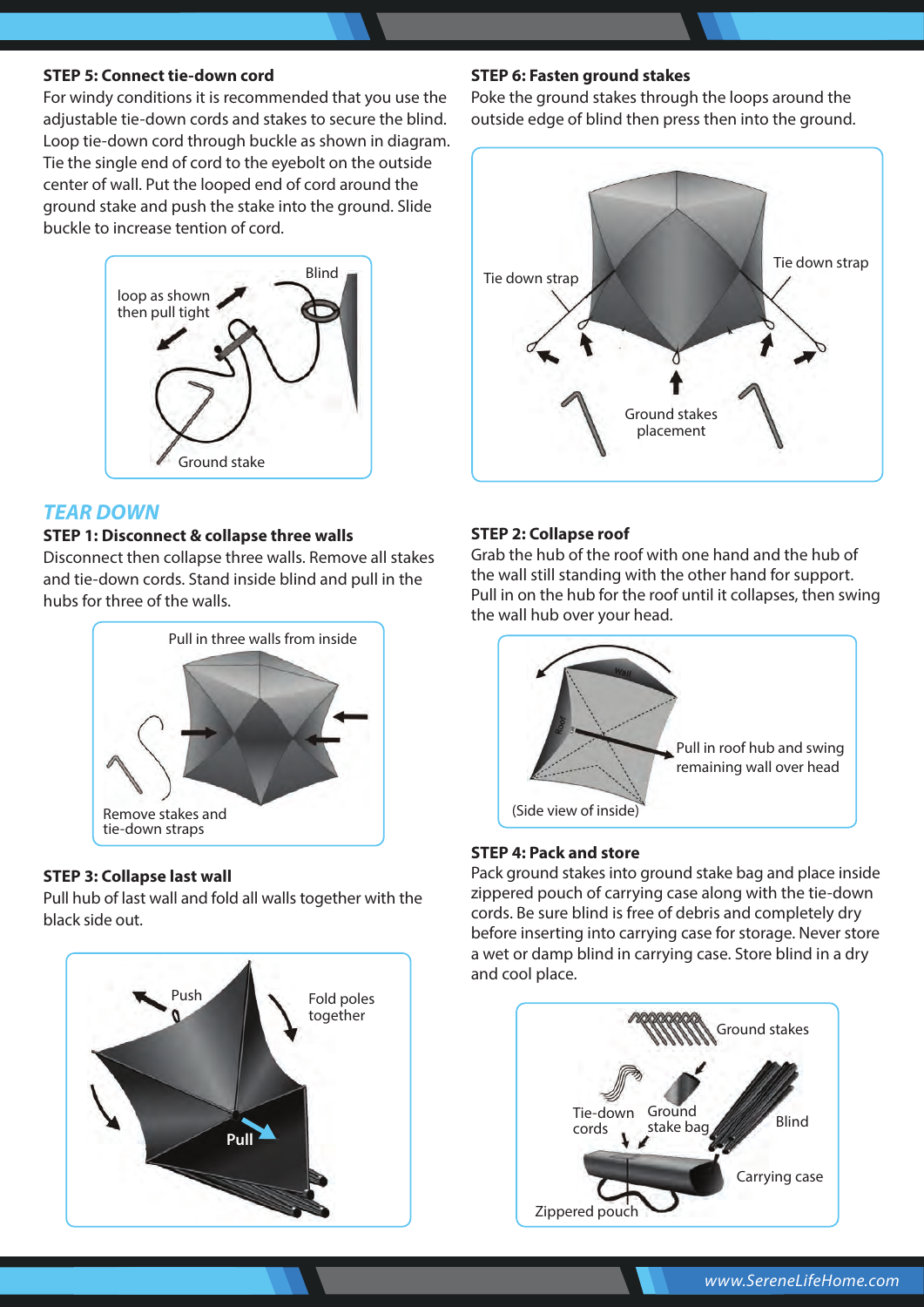### STEP 5: Connect tie-down cord

For windy conditions it is recommended that you use the adjustable tie-down cords and stakes to secure the blind. Loop tie-down cord through buckle as shown in diagram. Tie the single end of cord to the eyebolt on the outside center of wall. Put the looped end of cord around the ground stake and push the stake into the ground. Slide buckle to increase tention of cord.

loop as shown then pull tight

Blind

Ground stake

### STEP 6: Fasten ground stakes

Poke the ground stakes through the loops around the outside edge of blind then press then into the ground.

Tie down strap

Tie down strap

Ground stakes placement

## TEAR DOWN

### STEP 1: Disconnect & collapse three walls

Disconnect then collapse three walls. Remove all stakes and tie-down cords. Stand inside blind and pull in the hubs for three of the walls.

Pull in three walls from inside

Remove stakes and tie-down straps

### STEP 2: Collapse roof

Grab the hub of the roof with one hand and the hub of the wall still standing with the other hand for support. Pull in on the hub for the roof until it collapses, then swing the wall hub over your head.

Pull in roof hub and swing remaining wall over head

(Side view of inside)

### STEP 3: Collapse last wall

Pull hub of last wall and fold all walls together with the black side out.

Push

Fold poles together

Pull

### STEP 4: Pack and store

Pack ground stakes into ground stake bag and place inside zippered pouch of carrying case along with the tie-down cords. Be sure blind is free of debris and completely dry before inserting into carrying case for storage. Never store a wet or damp blind in carrying case. Store blind in a dry and cool place.

Ground stakes

Tie-down cords

Ground stake bag

Blind

Carrying case

Zippered pouch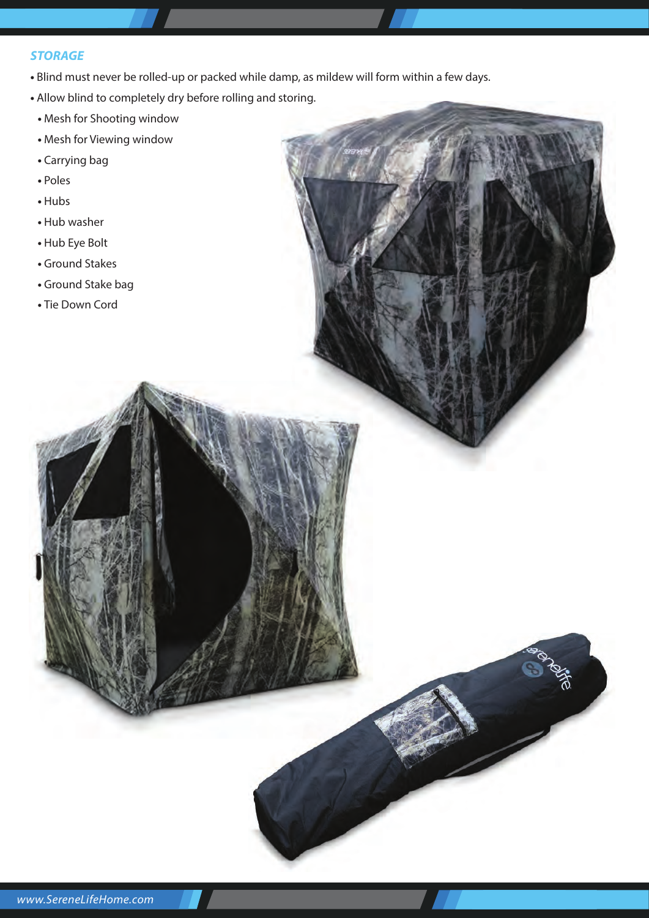### *STORAGE*

- Blind must never be rolled-up or packed while damp, as mildew will form within a few days.
- Allow blind to completely dry before rolling and storing.
  - Mesh for Shooting window
  - Mesh for Viewing window
  - Carrying bag
  - Poles
  - Hubs
  - Hub washer
  - Hub Eye Bolt
  - Ground Stakes
  - Ground Stake bag
  - Tie Down Cord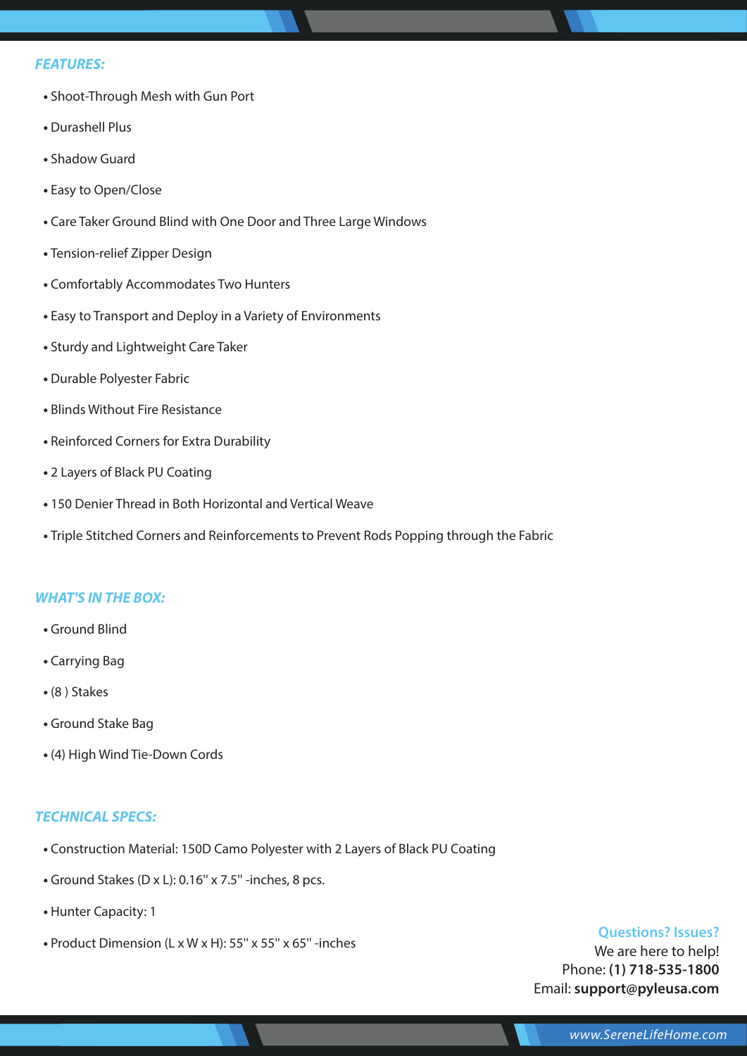### *FEATURES:*

- Shoot-Through Mesh with Gun Port
- Durashell Plus
- Shadow Guard
- Easy to Open/Close
- Care Taker Ground Blind with One Door and Three Large Windows
- Tension-relief Zipper Design
- Comfortably Accommodates Two Hunters
- Easy to Transport and Deploy in a Variety of Environments
- Sturdy and Lightweight Care Taker
- Durable Polyester Fabric
- Blinds Without Fire Resistance
- Reinforced Corners for Extra Durability
- 2 Layers of Black PU Coating
- 150 Denier Thread in Both Horizontal and Vertical Weave
- Triple Stitched Corners and Reinforcements to Prevent Rods Popping through the Fabric

### *WHAT'S IN THE BOX:*

- Ground Blind
- Carrying Bag
- (8 ) Stakes
- Ground Stake Bag
- (4) High Wind Tie-Down Cords

### *TECHNICAL SPECS:*

- Construction Material: 150D Camo Polyester with 2 Layers of Black PU Coating
- Ground Stakes (D x L): 0.16'' x 7.5'' -inches, 8 pcs.
- Hunter Capacity: 1
- Product Dimension (L x W x H): 55'' x 55'' x 65'' -inches

**Questions? Issues?**
We are here to help!
Phone: **(1) 718-535-1800**
Email: **support@pyleusa.com**

*www.SereneLifeHome.com*